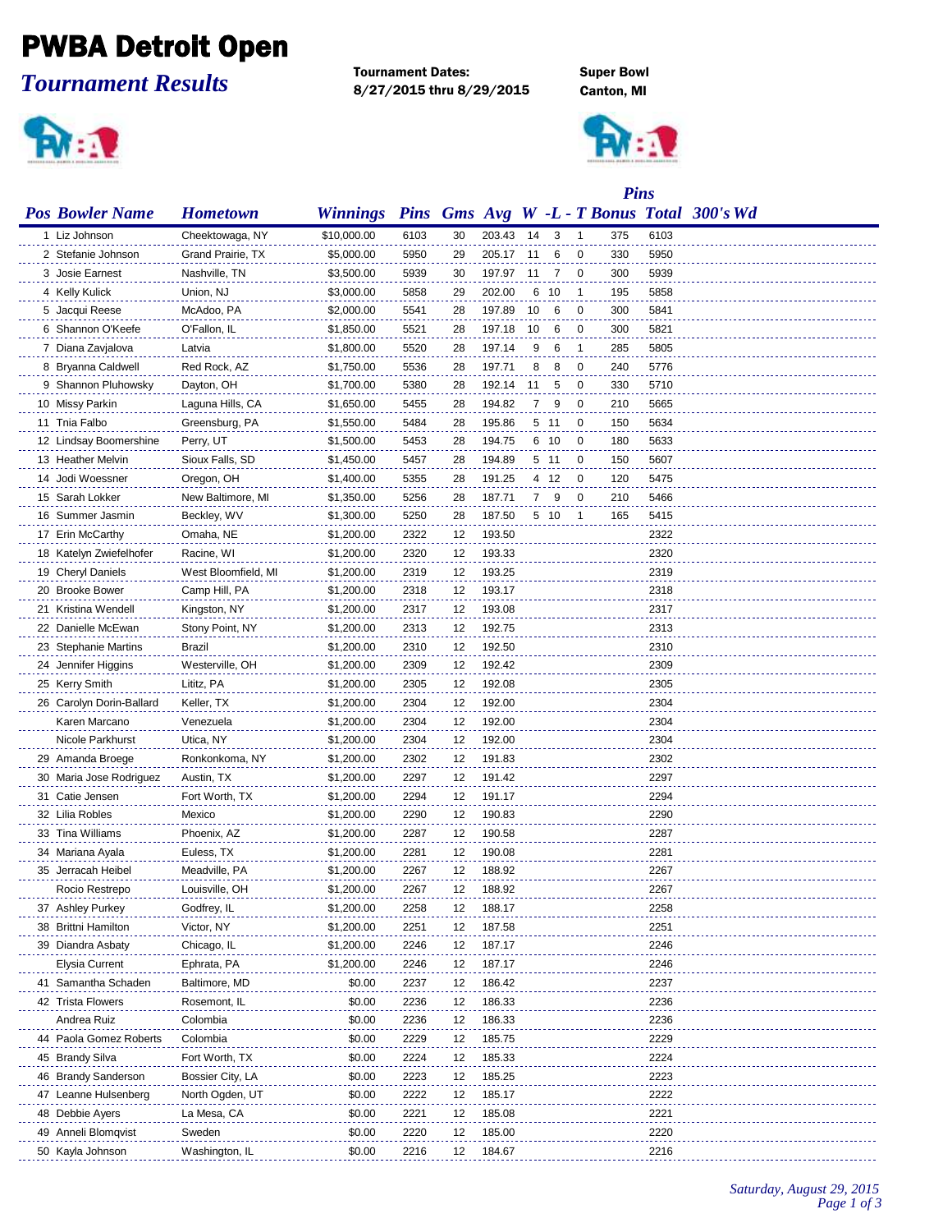# PWBA Detroit Open

## *Tournament Results*

**Tournament Dates:**
**8/27/2015 thru 8/29/2015**

**Super Bowl**
**Canton, MI**

| Pos | Bowler Name | Hometown | Winnings | Pins | Gms | Avg | W | L | T | Pins Bonus | Total | 300's | Wd |
|---|---|---|---|---|---|---|---|---|---|---|---|---|---|
| 1 | Liz Johnson | Cheektowaga, NY | $10,000.00 | 6103 | 30 | 203.43 | 14 | 3 | 1 | 375 | 6103 | | |
| 2 | Stefanie Johnson | Grand Prairie, TX | $5,000.00 | 5950 | 29 | 205.17 | 11 | 6 | 0 | 330 | 5950 | | |
| 3 | Josie Earnest | Nashville, TN | $3,500.00 | 5939 | 30 | 197.97 | 11 | 7 | 0 | 300 | 5939 | | |
| 4 | Kelly Kulick | Union, NJ | $3,000.00 | 5858 | 29 | 202.00 | 6 | 10 | 1 | 195 | 5858 | | |
| 5 | Jacqui Reese | McAdoo, PA | $2,000.00 | 5541 | 28 | 197.89 | 10 | 6 | 0 | 300 | 5841 | | |
| 6 | Shannon O'Keefe | O'Fallon, IL | $1,850.00 | 5521 | 28 | 197.18 | 10 | 6 | 0 | 300 | 5821 | | |
| 7 | Diana Zavjalova | Latvia | $1,800.00 | 5520 | 28 | 197.14 | 9 | 6 | 1 | 285 | 5805 | | |
| 8 | Bryanna Caldwell | Red Rock, AZ | $1,750.00 | 5536 | 28 | 197.71 | 8 | 8 | 0 | 240 | 5776 | | |
| 9 | Shannon Pluhowsky | Dayton, OH | $1,700.00 | 5380 | 28 | 192.14 | 11 | 5 | 0 | 330 | 5710 | | |
| 10 | Missy Parkin | Laguna Hills, CA | $1,650.00 | 5455 | 28 | 194.82 | 7 | 9 | 0 | 210 | 5665 | | |
| 11 | Tnia Falbo | Greensburg, PA | $1,550.00 | 5484 | 28 | 195.86 | 5 | 11 | 0 | 150 | 5634 | | |
| 12 | Lindsay Boomershine | Perry, UT | $1,500.00 | 5453 | 28 | 194.75 | 6 | 10 | 0 | 180 | 5633 | | |
| 13 | Heather Melvin | Sioux Falls, SD | $1,450.00 | 5457 | 28 | 194.89 | 5 | 11 | 0 | 150 | 5607 | | |
| 14 | Jodi Woessner | Oregon, OH | $1,400.00 | 5355 | 28 | 191.25 | 4 | 12 | 0 | 120 | 5475 | | |
| 15 | Sarah Lokker | New Baltimore, MI | $1,350.00 | 5256 | 28 | 187.71 | 7 | 9 | 0 | 210 | 5466 | | |
| 16 | Summer Jasmin | Beckley, WV | $1,300.00 | 5250 | 28 | 187.50 | 5 | 10 | 1 | 165 | 5415 | | |
| 17 | Erin McCarthy | Omaha, NE | $1,200.00 | 2322 | 12 | 193.50 | | | | | 2322 | | |
| 18 | Katelyn Zwiefelhofer | Racine, WI | $1,200.00 | 2320 | 12 | 193.33 | | | | | 2320 | | |
| 19 | Cheryl Daniels | West Bloomfield, MI | $1,200.00 | 2319 | 12 | 193.25 | | | | | 2319 | | |
| 20 | Brooke Bower | Camp Hill, PA | $1,200.00 | 2318 | 12 | 193.17 | | | | | 2318 | | |
| 21 | Kristina Wendell | Kingston, NY | $1,200.00 | 2317 | 12 | 193.08 | | | | | 2317 | | |
| 22 | Danielle McEwan | Stony Point, NY | $1,200.00 | 2313 | 12 | 192.75 | | | | | 2313 | | |
| 23 | Stephanie Martins | Brazil | $1,200.00 | 2310 | 12 | 192.50 | | | | | 2310 | | |
| 24 | Jennifer Higgins | Westerville, OH | $1,200.00 | 2309 | 12 | 192.42 | | | | | 2309 | | |
| 25 | Kerry Smith | Lititz, PA | $1,200.00 | 2305 | 12 | 192.08 | | | | | 2305 | | |
| 26 | Carolyn Dorin-Ballard | Keller, TX | $1,200.00 | 2304 | 12 | 192.00 | | | | | 2304 | | |
| | Karen Marcano | Venezuela | $1,200.00 | 2304 | 12 | 192.00 | | | | | 2304 | | |
| | Nicole Parkhurst | Utica, NY | $1,200.00 | 2304 | 12 | 192.00 | | | | | 2304 | | |
| 29 | Amanda Broege | Ronkonkoma, NY | $1,200.00 | 2302 | 12 | 191.83 | | | | | 2302 | | |
| 30 | Maria Jose Rodriguez | Austin, TX | $1,200.00 | 2297 | 12 | 191.42 | | | | | 2297 | | |
| 31 | Catie Jensen | Fort Worth, TX | $1,200.00 | 2294 | 12 | 191.17 | | | | | 2294 | | |
| 32 | Lilia Robles | Mexico | $1,200.00 | 2290 | 12 | 190.83 | | | | | 2290 | | |
| 33 | Tina Williams | Phoenix, AZ | $1,200.00 | 2287 | 12 | 190.58 | | | | | 2287 | | |
| 34 | Mariana Ayala | Euless, TX | $1,200.00 | 2281 | 12 | 190.08 | | | | | 2281 | | |
| 35 | Jerracah Heibel | Meadville, PA | $1,200.00 | 2267 | 12 | 188.92 | | | | | 2267 | | |
| | Rocio Restrepo | Louisville, OH | $1,200.00 | 2267 | 12 | 188.92 | | | | | 2267 | | |
| 37 | Ashley Purkey | Godfrey, IL | $1,200.00 | 2258 | 12 | 188.17 | | | | | 2258 | | |
| 38 | Brittni Hamilton | Victor, NY | $1,200.00 | 2251 | 12 | 187.58 | | | | | 2251 | | |
| 39 | Diandra Asbaty | Chicago, IL | $1,200.00 | 2246 | 12 | 187.17 | | | | | 2246 | | |
| | Elysia Current | Ephrata, PA | $1,200.00 | 2246 | 12 | 187.17 | | | | | 2246 | | |
| 41 | Samantha Schaden | Baltimore, MD | $0.00 | 2237 | 12 | 186.42 | | | | | 2237 | | |
| 42 | Trista Flowers | Rosemont, IL | $0.00 | 2236 | 12 | 186.33 | | | | | 2236 | | |
| | Andrea Ruiz | Colombia | $0.00 | 2236 | 12 | 186.33 | | | | | 2236 | | |
| 44 | Paola Gomez Roberts | Colombia | $0.00 | 2229 | 12 | 185.75 | | | | | 2229 | | |
| 45 | Brandy Silva | Fort Worth, TX | $0.00 | 2224 | 12 | 185.33 | | | | | 2224 | | |
| 46 | Brandy Sanderson | Bossier City, LA | $0.00 | 2223 | 12 | 185.25 | | | | | 2223 | | |
| 47 | Leanne Hulsenberg | North Ogden, UT | $0.00 | 2222 | 12 | 185.17 | | | | | 2222 | | |
| 48 | Debbie Ayers | La Mesa, CA | $0.00 | 2221 | 12 | 185.08 | | | | | 2221 | | |
| 49 | Anneli Blomqvist | Sweden | $0.00 | 2220 | 12 | 185.00 | | | | | 2220 | | |
| 50 | Kayla Johnson | Washington, IL | $0.00 | 2216 | 12 | 184.67 | | | | | 2216 | | |

*Saturday, August 29, 2015*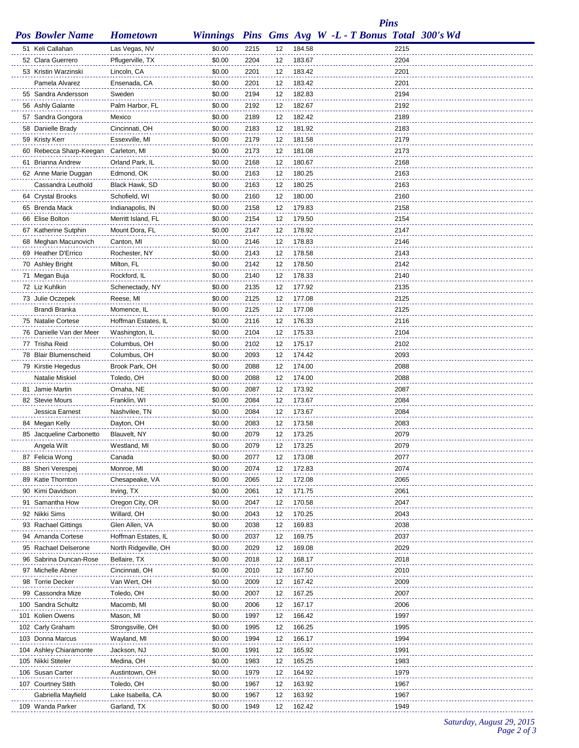| Pos | Bowler Name | Hometown | Winnings | Pins | Gms | Avg | W -L - T | Bonus Pins | Total | 300's | Wd |
|---|---|---|---|---|---|---|---|---|---|---|---|
| 51 | Keli Callahan | Las Vegas, NV | $0.00 | 2215 | 12 | 184.58 | | | 2215 | | |
| 52 | Clara Guerrero | Pflugerville, TX | $0.00 | 2204 | 12 | 183.67 | | | 2204 | | |
| 53 | Kristin Warzinski | Lincoln, CA | $0.00 | 2201 | 12 | 183.42 | | | 2201 | | |
| | Pamela Alvarez | Ensenada, CA | $0.00 | 2201 | 12 | 183.42 | | | 2201 | | |
| 55 | Sandra Andersson | Sweden | $0.00 | 2194 | 12 | 182.83 | | | 2194 | | |
| 56 | Ashly Galante | Palm Harbor, FL | $0.00 | 2192 | 12 | 182.67 | | | 2192 | | |
| 57 | Sandra Gongora | Mexico | $0.00 | 2189 | 12 | 182.42 | | | 2189 | | |
| 58 | Danielle Brady | Cincinnati, OH | $0.00 | 2183 | 12 | 181.92 | | | 2183 | | |
| 59 | Kristy Kerr | Essexville, MI | $0.00 | 2179 | 12 | 181.58 | | | 2179 | | |
| 60 | Rebecca Sharp-Keegan | Carleton, MI | $0.00 | 2173 | 12 | 181.08 | | | 2173 | | |
| 61 | Brianna Andrew | Orland Park, IL | $0.00 | 2168 | 12 | 180.67 | | | 2168 | | |
| 62 | Anne Marie Duggan | Edmond, OK | $0.00 | 2163 | 12 | 180.25 | | | 2163 | | |
| | Cassandra Leuthold | Black Hawk, SD | $0.00 | 2163 | 12 | 180.25 | | | 2163 | | |
| 64 | Crystal Brooks | Schofield, WI | $0.00 | 2160 | 12 | 180.00 | | | 2160 | | |
| 65 | Brenda Mack | Indianapolis, IN | $0.00 | 2158 | 12 | 179.83 | | | 2158 | | |
| 66 | Elise Bolton | Merritt Island, FL | $0.00 | 2154 | 12 | 179.50 | | | 2154 | | |
| 67 | Katherine Sutphin | Mount Dora, FL | $0.00 | 2147 | 12 | 178.92 | | | 2147 | | |
| 68 | Meghan Macunovich | Canton, MI | $0.00 | 2146 | 12 | 178.83 | | | 2146 | | |
| 69 | Heather D'Errico | Rochester, NY | $0.00 | 2143 | 12 | 178.58 | | | 2143 | | |
| 70 | Ashley Bright | Milton, FL | $0.00 | 2142 | 12 | 178.50 | | | 2142 | | |
| 71 | Megan Buja | Rockford, IL | $0.00 | 2140 | 12 | 178.33 | | | 2140 | | |
| 72 | Liz Kuhlkin | Schenectady, NY | $0.00 | 2135 | 12 | 177.92 | | | 2135 | | |
| 73 | Julie Oczepek | Reese, MI | $0.00 | 2125 | 12 | 177.08 | | | 2125 | | |
| | Brandi Branka | Momence, IL | $0.00 | 2125 | 12 | 177.08 | | | 2125 | | |
| 75 | Natalie Cortese | Hoffman Estates, IL | $0.00 | 2116 | 12 | 176.33 | | | 2116 | | |
| 76 | Danielle Van der Meer | Washington, IL | $0.00 | 2104 | 12 | 175.33 | | | 2104 | | |
| 77 | Trisha Reid | Columbus, OH | $0.00 | 2102 | 12 | 175.17 | | | 2102 | | |
| 78 | Blair Blumenscheid | Columbus, OH | $0.00 | 2093 | 12 | 174.42 | | | 2093 | | |
| 79 | Kirstie Hegedus | Brook Park, OH | $0.00 | 2088 | 12 | 174.00 | | | 2088 | | |
| | Natalie Miskiel | Toledo, OH | $0.00 | 2088 | 12 | 174.00 | | | 2088 | | |
| 81 | Jamie Martin | Omaha, NE | $0.00 | 2087 | 12 | 173.92 | | | 2087 | | |
| 82 | Stevie Mours | Franklin, WI | $0.00 | 2084 | 12 | 173.67 | | | 2084 | | |
| | Jessica Earnest | Nashvilee, TN | $0.00 | 2084 | 12 | 173.67 | | | 2084 | | |
| 84 | Megan Kelly | Dayton, OH | $0.00 | 2083 | 12 | 173.58 | | | 2083 | | |
| 85 | Jacqueline Carbonetto | Blauvelt, NY | $0.00 | 2079 | 12 | 173.25 | | | 2079 | | |
| | Angela Wilt | Westland, MI | $0.00 | 2079 | 12 | 173.25 | | | 2079 | | |
| 87 | Felicia Wong | Canada | $0.00 | 2077 | 12 | 173.08 | | | 2077 | | |
| 88 | Sheri Verespej | Monroe, MI | $0.00 | 2074 | 12 | 172.83 | | | 2074 | | |
| 89 | Katie Thornton | Chesapeake, VA | $0.00 | 2065 | 12 | 172.08 | | | 2065 | | |
| 90 | Kimi Davidson | Irving, TX | $0.00 | 2061 | 12 | 171.75 | | | 2061 | | |
| 91 | Samantha How | Oregon City, OR | $0.00 | 2047 | 12 | 170.58 | | | 2047 | | |
| 92 | Nikki Sims | Willard, OH | $0.00 | 2043 | 12 | 170.25 | | | 2043 | | |
| 93 | Rachael Gittings | Glen Allen, VA | $0.00 | 2038 | 12 | 169.83 | | | 2038 | | |
| 94 | Amanda Cortese | Hoffman Estates, IL | $0.00 | 2037 | 12 | 169.75 | | | 2037 | | |
| 95 | Rachael Delserone | North Ridgeville, OH | $0.00 | 2029 | 12 | 169.08 | | | 2029 | | |
| 96 | Sabrina Duncan-Rose | Bellaire, TX | $0.00 | 2018 | 12 | 168.17 | | | 2018 | | |
| 97 | Michelle Abner | Cincinnati, OH | $0.00 | 2010 | 12 | 167.50 | | | 2010 | | |
| 98 | Torrie Decker | Van Wert, OH | $0.00 | 2009 | 12 | 167.42 | | | 2009 | | |
| 99 | Cassondra Mize | Toledo, OH | $0.00 | 2007 | 12 | 167.25 | | | 2007 | | |
| 100 | Sandra Schultz | Macomb, MI | $0.00 | 2006 | 12 | 167.17 | | | 2006 | | |
| 101 | Kolien Owens | Mason, MI | $0.00 | 1997 | 12 | 166.42 | | | 1997 | | |
| 102 | Carly Graham | Strongsville, OH | $0.00 | 1995 | 12 | 166.25 | | | 1995 | | |
| 103 | Donna Marcus | Wayland, MI | $0.00 | 1994 | 12 | 166.17 | | | 1994 | | |
| 104 | Ashley Chiaramonte | Jackson, NJ | $0.00 | 1991 | 12 | 165.92 | | | 1991 | | |
| 105 | Nikki Stiteler | Medina, OH | $0.00 | 1983 | 12 | 165.25 | | | 1983 | | |
| 106 | Susan Carter | Austintown, OH | $0.00 | 1979 | 12 | 164.92 | | | 1979 | | |
| 107 | Courtney Stith | Toledo, OH | $0.00 | 1967 | 12 | 163.92 | | | 1967 | | |
| | Gabriella Mayfield | Lake Isabella, CA | $0.00 | 1967 | 12 | 163.92 | | | 1967 | | |
| 109 | Wanda Parker | Garland, TX | $0.00 | 1949 | 12 | 162.42 | | | 1949 | | |

*Saturday, August 29, 2015*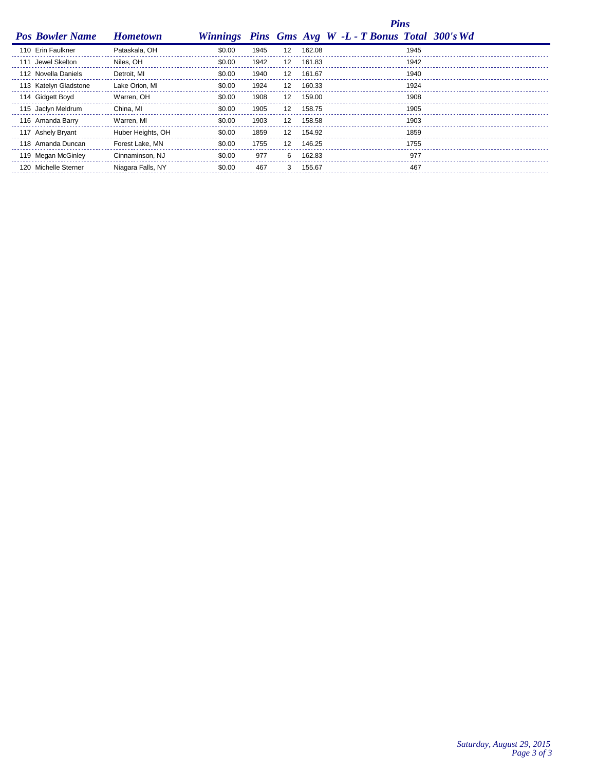| Pos | Bowler Name | Hometown | Winnings | Pins | Gms | Avg | W -L - T | Pins Bonus | Total | 300's | Wd |
|---|---|---|---|---|---|---|---|---|---|---|---|
| 110 | Erin Faulkner | Pataskala, OH | $0.00 | 1945 | 12 | 162.08 | | | 1945 | | |
| 111 | Jewel Skelton | Niles, OH | $0.00 | 1942 | 12 | 161.83 | | | 1942 | | |
| 112 | Novella Daniels | Detroit, MI | $0.00 | 1940 | 12 | 161.67 | | | 1940 | | |
| 113 | Katelyn Gladstone | Lake Orion, MI | $0.00 | 1924 | 12 | 160.33 | | | 1924 | | |
| 114 | Gidgett Boyd | Warren, OH | $0.00 | 1908 | 12 | 159.00 | | | 1908 | | |
| 115 | Jaclyn Meldrum | China, MI | $0.00 | 1905 | 12 | 158.75 | | | 1905 | | |
| 116 | Amanda Barry | Warren, MI | $0.00 | 1903 | 12 | 158.58 | | | 1903 | | |
| 117 | Ashely Bryant | Huber Heights, OH | $0.00 | 1859 | 12 | 154.92 | | | 1859 | | |
| 118 | Amanda Duncan | Forest Lake, MN | $0.00 | 1755 | 12 | 146.25 | | | 1755 | | |
| 119 | Megan McGinley | Cinnaminson, NJ | $0.00 | 977 | 6 | 162.83 | | | 977 | | |
| 120 | Michelle Sterner | Niagara Falls, NY | $0.00 | 467 | 3 | 155.67 | | | 467 | | |

*Saturday, August 29, 2015*